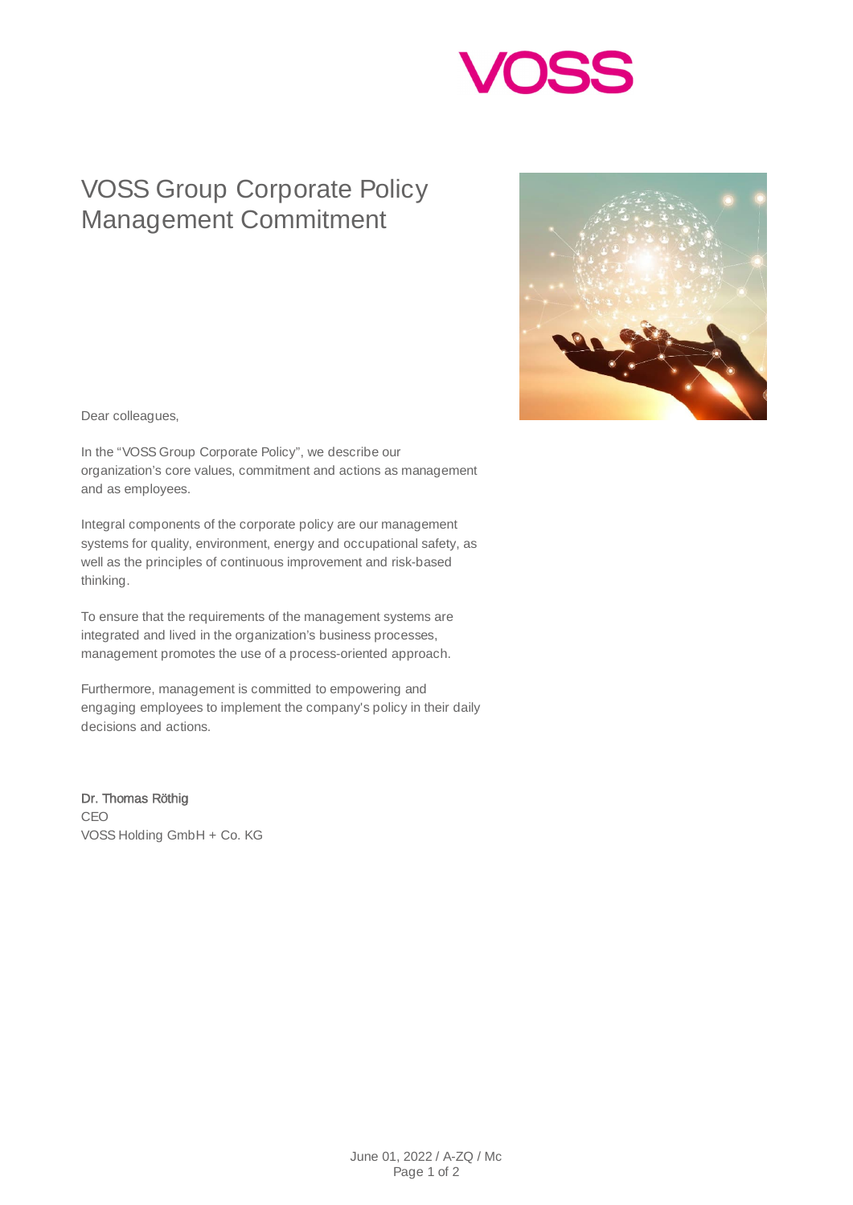# VOSS Group Corporate Policy Management Commitment

Dear colleagues,

In the "VOSS Group Corporate Policy", we describe our organization's core values, commitment and actions as management and as employees.

Integral components of the corporate policy are our management systems for quality, environment, energy and occupational safety, as well as the principles of continuous improvement and risk-based thinking.

To ensure that the requirements of the management systems are integrated and lived in the organization's business processes, management promotes the use of a process-oriented approach.

Furthermore, management is committed to empowering and engaging employees to implement the company's policy in their daily decisions and actions.

Dr. Thomas Röthig
CEO
VOSS Holding GmbH + Co. KG

June 01, 2022 / A-ZQ / Mc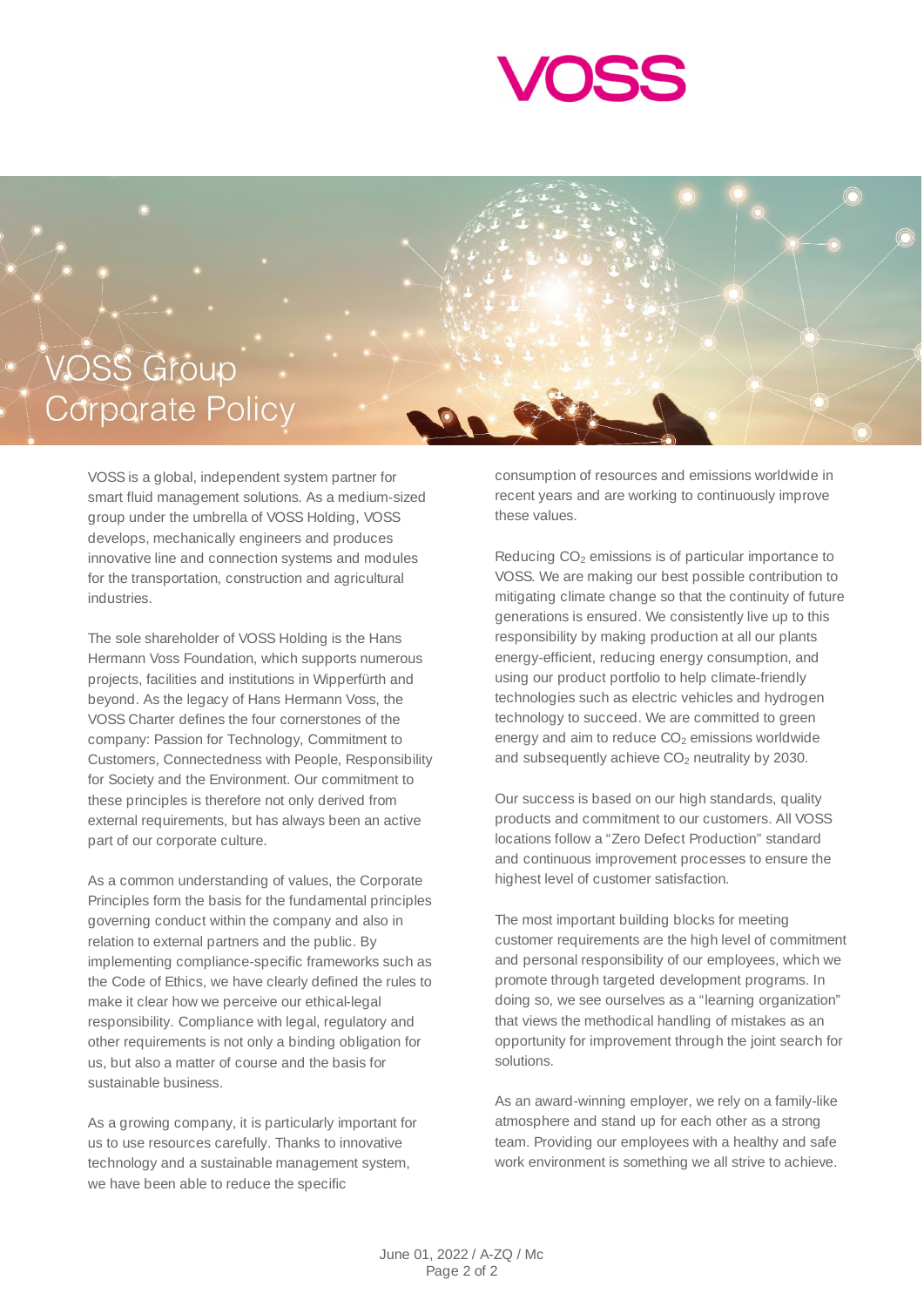# VOSS Group Corporate Policy

VOSS is a global, independent system partner for smart fluid management solutions. As a medium-sized group under the umbrella of VOSS Holding, VOSS develops, mechanically engineers and produces innovative line and connection systems and modules for the transportation, construction and agricultural industries.

The sole shareholder of VOSS Holding is the Hans Hermann Voss Foundation, which supports numerous projects, facilities and institutions in Wipperfürth and beyond. As the legacy of Hans Hermann Voss, the VOSS Charter defines the four cornerstones of the company: Passion for Technology, Commitment to Customers, Connectedness with People, Responsibility for Society and the Environment. Our commitment to these principles is therefore not only derived from external requirements, but has always been an active part of our corporate culture.

As a common understanding of values, the Corporate Principles form the basis for the fundamental principles governing conduct within the company and also in relation to external partners and the public. By implementing compliance-specific frameworks such as the Code of Ethics, we have clearly defined the rules to make it clear how we perceive our ethical-legal responsibility. Compliance with legal, regulatory and other requirements is not only a binding obligation for us, but also a matter of course and the basis for sustainable business.

As a growing company, it is particularly important for us to use resources carefully. Thanks to innovative technology and a sustainable management system, we have been able to reduce the specific consumption of resources and emissions worldwide in recent years and are working to continuously improve these values.

Reducing $CO_2$ emissions is of particular importance to VOSS. We are making our best possible contribution to mitigating climate change so that the continuity of future generations is ensured. We consistently live up to this responsibility by making production at all our plants energy-efficient, reducing energy consumption, and using our product portfolio to help climate-friendly technologies such as electric vehicles and hydrogen technology to succeed. We are committed to green energy and aim to reduce $CO_2$ emissions worldwide and subsequently achieve $CO_2$ neutrality by 2030.

Our success is based on our high standards, quality products and commitment to our customers. All VOSS locations follow a "Zero Defect Production" standard and continuous improvement processes to ensure the highest level of customer satisfaction.

The most important building blocks for meeting customer requirements are the high level of commitment and personal responsibility of our employees, which we promote through targeted development programs. In doing so, we see ourselves as a "learning organization" that views the methodical handling of mistakes as an opportunity for improvement through the joint search for solutions.

As an award-winning employer, we rely on a family-like atmosphere and stand up for each other as a strong team. Providing our employees with a healthy and safe work environment is something we all strive to achieve.

June 01, 2022 / A-ZQ / Mc